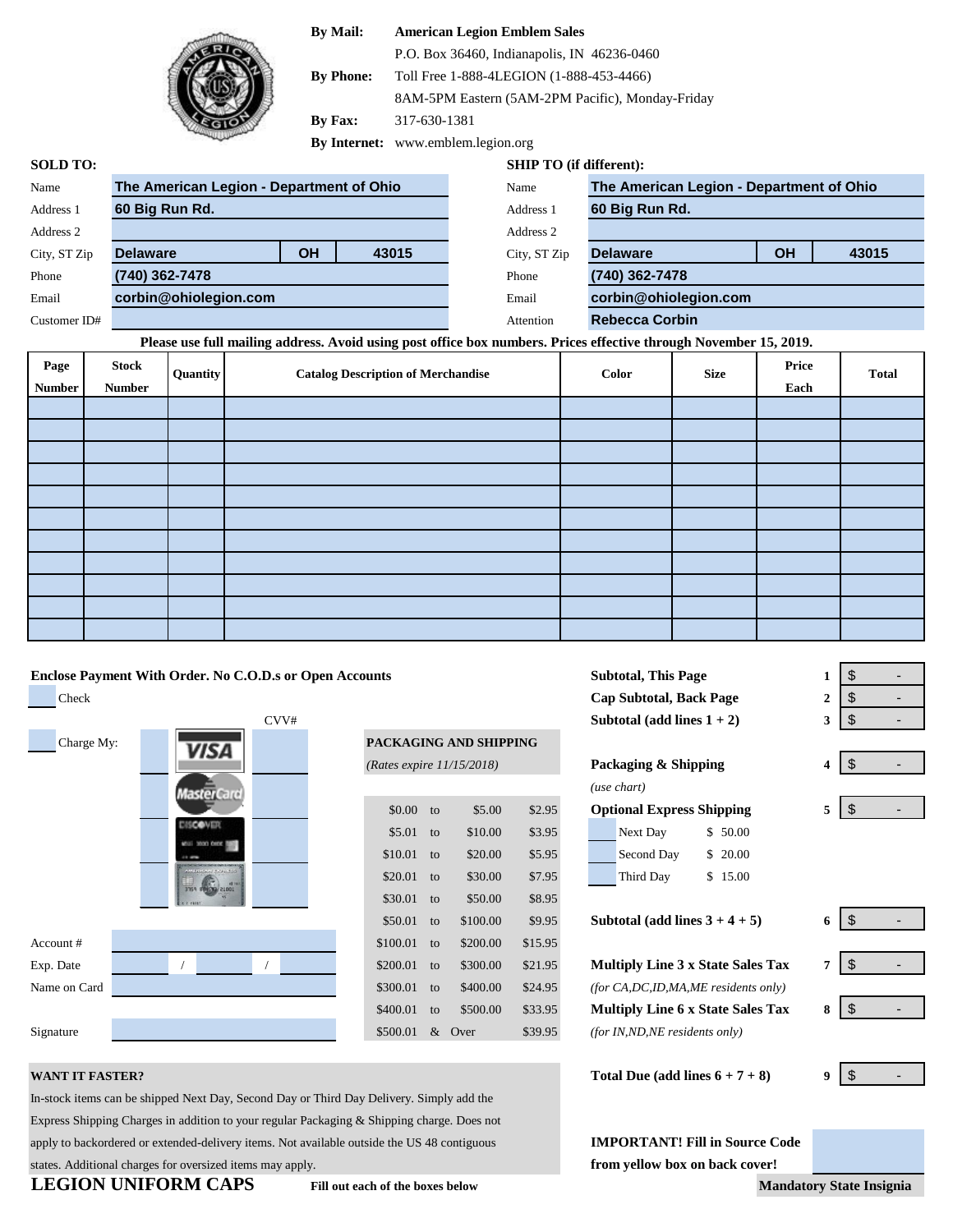| | |
|---|---|
| **By Mail:** | **American Legion Emblem Sales** |
| | P.O. Box 36460, Indianapolis, IN 46236-0460 |
| **By Phone:** | Toll Free 1-888-4LEGION (1-888-453-4466) |
| | 8AM-5PM Eastern (5AM-2PM Pacific), Monday-Friday |
| **By Fax:** | 317-630-1381 |
| **By Internet:** | www.emblem.legion.org |

**SOLD TO:**

| | |
|---|---|
| Name | The American Legion - Department of Ohio |
| Address 1 | 60 Big Run Rd. |
| Address 2 | |
| City, ST Zip | Delaware, OH 43015 |
| Phone | (740) 362-7478 |
| Email | corbin@ohiolegion.com |
| Customer ID# | |

**SHIP TO (if different):**

| | |
|---|---|
| Name | The American Legion - Department of Ohio |
| Address 1 | 60 Big Run Rd. |
| Address 2 | |
| City, ST Zip | Delaware, OH 43015 |
| Phone | (740) 362-7478 |
| Email | corbin@ohiolegion.com |
| Attention | Rebecca Corbin |

**Please use full mailing address. Avoid using post office box numbers. Prices effective through November 15, 2019.**

| Page Number | Stock Number | Quantity | Catalog Description of Merchandise | Color | Size | Price Each | Total |
|---|---|---|---|---|---|---|---|
| | | | | | | | |
| | | | | | | | |
| | | | | | | | |
| | | | | | | | |
| | | | | | | | |
| | | | | | | | |
| | | | | | | | |
| | | | | | | | |
| | | | | | | | |
| | | | | | | | |
| | | | | | | | |

**Enclose Payment With Order. No C.O.D.s or Open Accounts**

- Check
- Charge My: VISA / MasterCard / Discover / American Express — CVV#

Account #
Exp. Date / /
Name on Card
Signature

**PACKAGING AND SHIPPING**
*(Rates expire 11/15/2018)*

| | | | |
|---|---|---|---|
| $0.00 | to | $5.00 | $2.95 |
| $5.01 | to | $10.00 | $3.95 |
| $10.01 | to | $20.00 | $5.95 |
| $20.01 | to | $30.00 | $7.95 |
| $30.01 | to | $50.00 | $8.95 |
| $50.01 | to | $100.00 | $9.95 |
| $100.01 | to | $200.00 | $15.95 |
| $200.01 | to | $300.00 | $21.95 |
| $300.01 | to | $400.00 | $24.95 |
| $400.01 | to | $500.00 | $33.95 |
| $500.01 | & | Over | $39.95 |

| | Line | Amount |
|---|---|---|
| **Subtotal, This Page** | 1 | $ - |
| **Cap Subtotal, Back Page** | 2 | $ - |
| **Subtotal (add lines 1 + 2)** | 3 | $ - |
| **Packaging & Shipping** *(use chart)* | 4 | $ - |
| **Optional Express Shipping** | 5 | $ - |
| Next Day $ 50.00 | | |
| Second Day $ 20.00 | | |
| Third Day $ 15.00 | | |
| **Subtotal (add lines 3 + 4 + 5)** | 6 | $ - |
| **Multiply Line 3 x State Sales Tax** *(for CA,DC,ID,MA,ME residents only)* | 7 | $ - |
| **Multiply Line 6 x State Sales Tax** *(for IN,ND,NE residents only)* | 8 | $ - |
| **Total Due (add lines 6 + 7 + 8)** | 9 | $ - |

**WANT IT FASTER?**
In-stock items can be shipped Next Day, Second Day or Third Day Delivery. Simply add the Express Shipping Charges in addition to your regular Packaging & Shipping charge. Does not apply to backordered or extended-delivery items. Not available outside the US 48 contiguous states. Additional charges for oversized items may apply.

**IMPORTANT! Fill in Source Code from yellow box on back cover!**

## LEGION UNIFORM CAPS

**Fill out each of the boxes below**

**Mandatory State Insignia**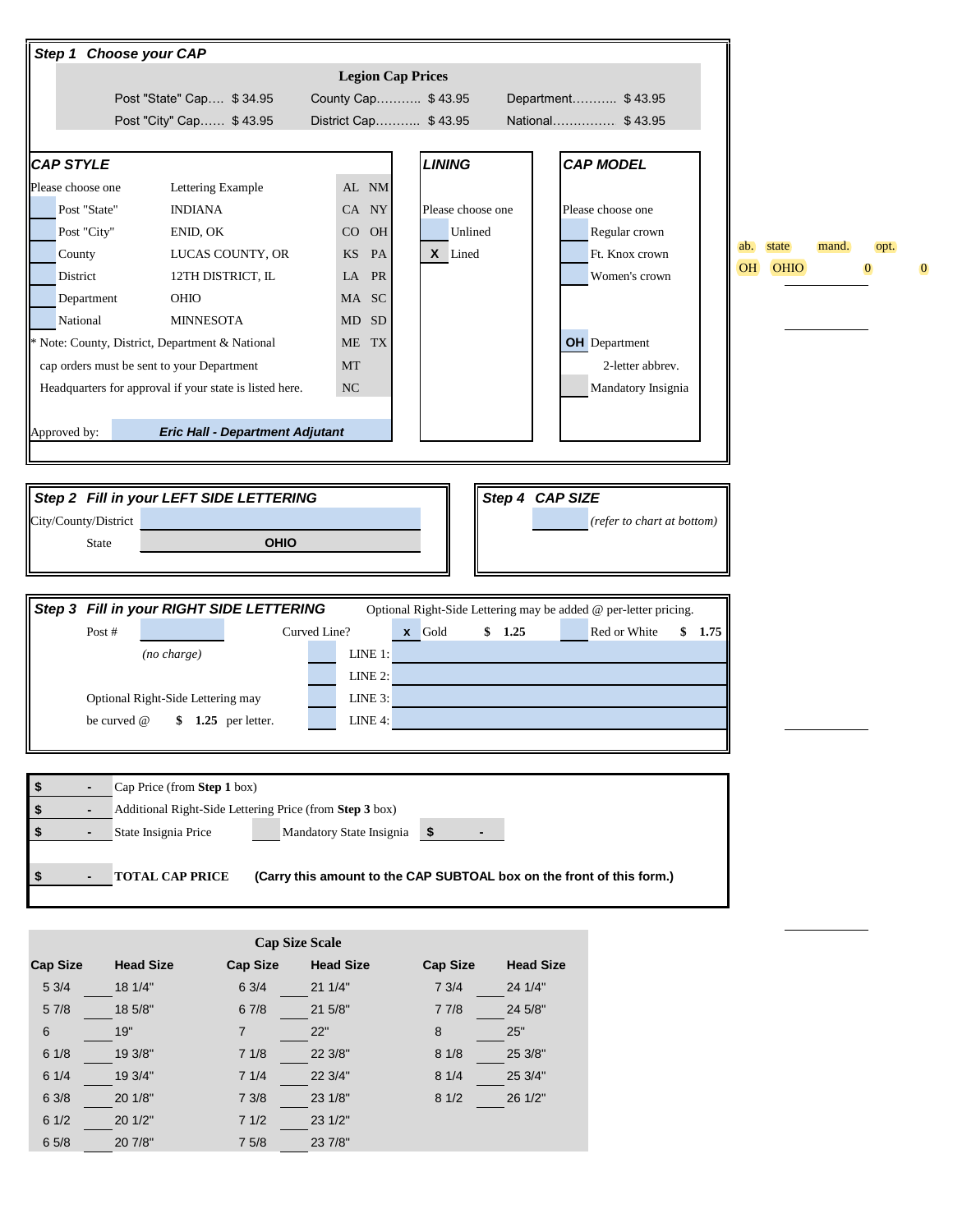## Step 1 Choose your CAP

**Legion Cap Prices**

| | | |
|---|---|---|
| Post "State" Cap…. $ 34.95 | County Cap……….. $ 43.95 | Department……….. $ 43.95 |
| Post "City" Cap…… $ 43.95 | District Cap……….. $ 43.95 | National…………… $ 43.95 |

### CAP STYLE

| Please choose one | Lettering Example | | |
|---|---|---|---|
| Post "State" | INDIANA | AL | NM |
| Post "City" | ENID, OK | CA | NY |
| County | LUCAS COUNTY, OR | CO | OH |
| District | 12TH DISTRICT, IL | KS | PA |
| Department | OHIO | LA | PR |
| National | MINNESOTA | MA | SC |
| | | MD | SD |
| | | ME | TX |
| | | MT | |
| | | NC | |

* Note: County, District, Department & National cap orders must be sent to your Department Headquarters for approval if your state is listed here.

Approved by: ***Eric Hall - Department Adjutant***

### LINING

Please choose one

- Unlined
- X Lined

### CAP MODEL

Please choose one

- Regular crown
- Ft. Knox crown
- Women's crown

**OH** Department 2-letter abbrev.

Mandatory Insignia

| ab. | state | mand. | opt. |
|---|---|---|---|
| OH | OHIO | 0 | 0 |

## Step 2 Fill in your LEFT SIDE LETTERING

City/County/District

State **OHIO**

## Step 4 CAP SIZE

*(refer to chart at bottom)*

## Step 3 Fill in your RIGHT SIDE LETTERING

Optional Right-Side Lettering may be added @ per-letter pricing.

Post #

*(no charge)*

Curved Line?

**x** Gold $ **1.25**   Red or White $ **1.75**

LINE 1:

LINE 2:

LINE 3:

LINE 4:

Optional Right-Side Lettering may be curved @ $ **1.25** per letter.

| | |
|---|---|
| $ - | Cap Price (from **Step 1** box) |
| $ - | Additional Right-Side Lettering Price (from **Step 3** box) |
| $ - | State Insignia Price   Mandatory State Insignia $ - |
| $ - | **TOTAL CAP PRICE** **(Carry this amount to the CAP SUBTOAL box on the front of this form.)** |

**Cap Size Scale**

| Cap Size | Head Size | Cap Size | Head Size | Cap Size | Head Size |
|---|---|---|---|---|---|
| 5 3/4 | 18 1/4" | 6 3/4 | 21 1/4" | 7 3/4 | 24 1/4" |
| 5 7/8 | 18 5/8" | 6 7/8 | 21 5/8" | 7 7/8 | 24 5/8" |
| 6 | 19" | 7 | 22" | 8 | 25" |
| 6 1/8 | 19 3/8" | 7 1/8 | 22 3/8" | 8 1/8 | 25 3/8" |
| 6 1/4 | 19 3/4" | 7 1/4 | 22 3/4" | 8 1/4 | 25 3/4" |
| 6 3/8 | 20 1/8" | 7 3/8 | 23 1/8" | 8 1/2 | 26 1/2" |
| 6 1/2 | 20 1/2" | 7 1/2 | 23 1/2" | | |
| 6 5/8 | 20 7/8" | 7 5/8 | 23 7/8" | | |